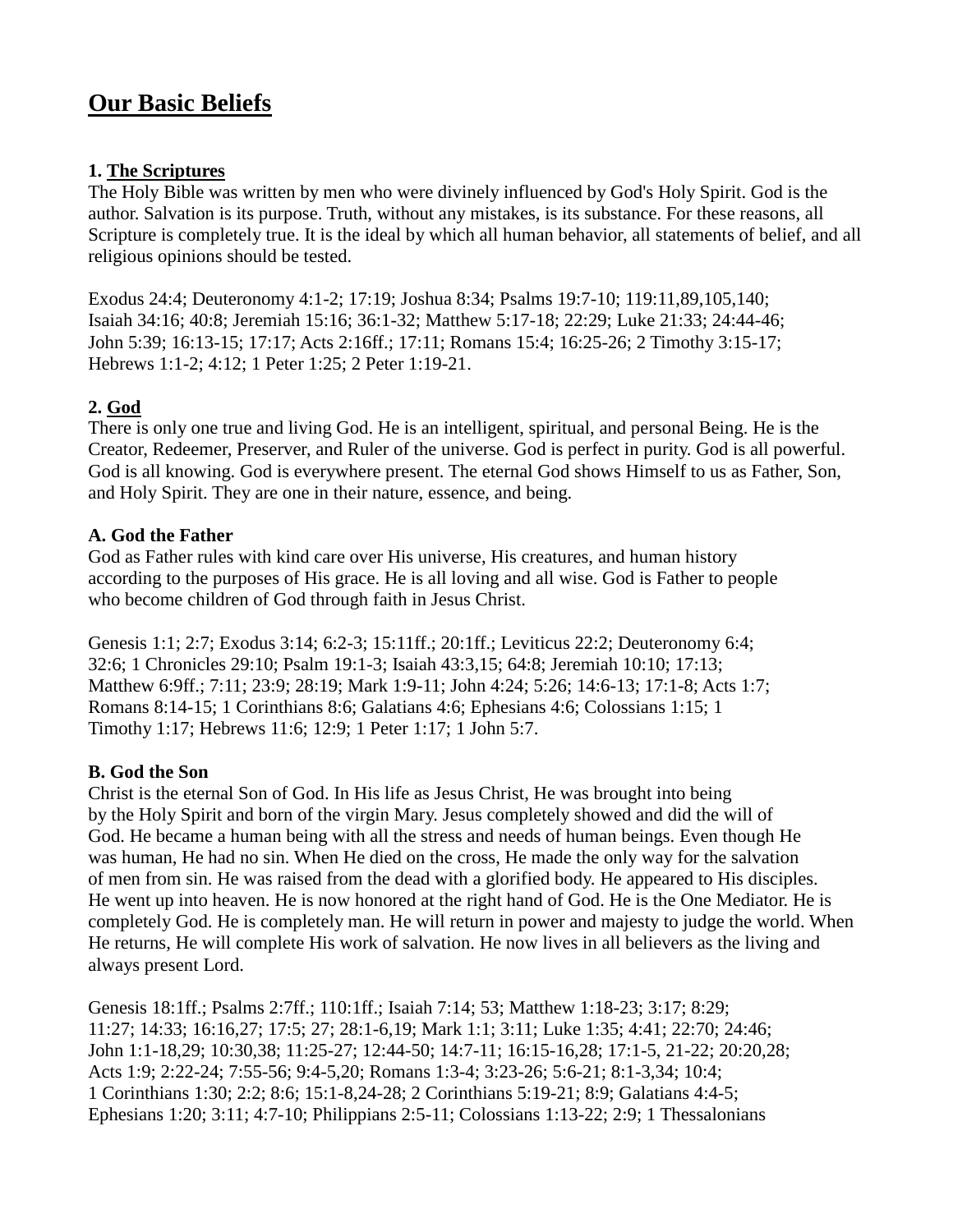# Our Basic Beliefs

## 1. The Scriptures

The Holy Bible was written by men who were divinely influenced by God's Holy Spirit. God is the author. Salvation is its purpose. Truth, without any mistakes, is its substance. For these reasons, all Scripture is completely true. It is the ideal by which all human behavior, all statements of belief, and all religious opinions should be tested.

Exodus 24:4; Deuteronomy 4:1-2; 17:19; Joshua 8:34; Psalms 19:7-10; 119:11,89,105,140; Isaiah 34:16; 40:8; Jeremiah 15:16; 36:1-32; Matthew 5:17-18; 22:29; Luke 21:33; 24:44-46; John 5:39; 16:13-15; 17:17; Acts 2:16ff.; 17:11; Romans 15:4; 16:25-26; 2 Timothy 3:15-17; Hebrews 1:1-2; 4:12; 1 Peter 1:25; 2 Peter 1:19-21.

## 2. God

There is only one true and living God. He is an intelligent, spiritual, and personal Being. He is the Creator, Redeemer, Preserver, and Ruler of the universe. God is perfect in purity. God is all powerful. God is all knowing. God is everywhere present. The eternal God shows Himself to us as Father, Son, and Holy Spirit. They are one in their nature, essence, and being.

### A. God the Father

God as Father rules with kind care over His universe, His creatures, and human history according to the purposes of His grace. He is all loving and all wise. God is Father to people who become children of God through faith in Jesus Christ.

Genesis 1:1; 2:7; Exodus 3:14; 6:2-3; 15:11ff.; 20:1ff.; Leviticus 22:2; Deuteronomy 6:4; 32:6; 1 Chronicles 29:10; Psalm 19:1-3; Isaiah 43:3,15; 64:8; Jeremiah 10:10; 17:13; Matthew 6:9ff.; 7:11; 23:9; 28:19; Mark 1:9-11; John 4:24; 5:26; 14:6-13; 17:1-8; Acts 1:7; Romans 8:14-15; 1 Corinthians 8:6; Galatians 4:6; Ephesians 4:6; Colossians 1:15; 1 Timothy 1:17; Hebrews 11:6; 12:9; 1 Peter 1:17; 1 John 5:7.

### B. God the Son

Christ is the eternal Son of God. In His life as Jesus Christ, He was brought into being by the Holy Spirit and born of the virgin Mary. Jesus completely showed and did the will of God. He became a human being with all the stress and needs of human beings. Even though He was human, He had no sin. When He died on the cross, He made the only way for the salvation of men from sin. He was raised from the dead with a glorified body. He appeared to His disciples. He went up into heaven. He is now honored at the right hand of God. He is the One Mediator. He is completely God. He is completely man. He will return in power and majesty to judge the world. When He returns, He will complete His work of salvation. He now lives in all believers as the living and always present Lord.

Genesis 18:1ff.; Psalms 2:7ff.; 110:1ff.; Isaiah 7:14; 53; Matthew 1:18-23; 3:17; 8:29; 11:27; 14:33; 16:16,27; 17:5; 27; 28:1-6,19; Mark 1:1; 3:11; Luke 1:35; 4:41; 22:70; 24:46; John 1:1-18,29; 10:30,38; 11:25-27; 12:44-50; 14:7-11; 16:15-16,28; 17:1-5, 21-22; 20:20,28; Acts 1:9; 2:22-24; 7:55-56; 9:4-5,20; Romans 1:3-4; 3:23-26; 5:6-21; 8:1-3,34; 10:4; 1 Corinthians 1:30; 2:2; 8:6; 15:1-8,24-28; 2 Corinthians 5:19-21; 8:9; Galatians 4:4-5; Ephesians 1:20; 3:11; 4:7-10; Philippians 2:5-11; Colossians 1:13-22; 2:9; 1 Thessalonians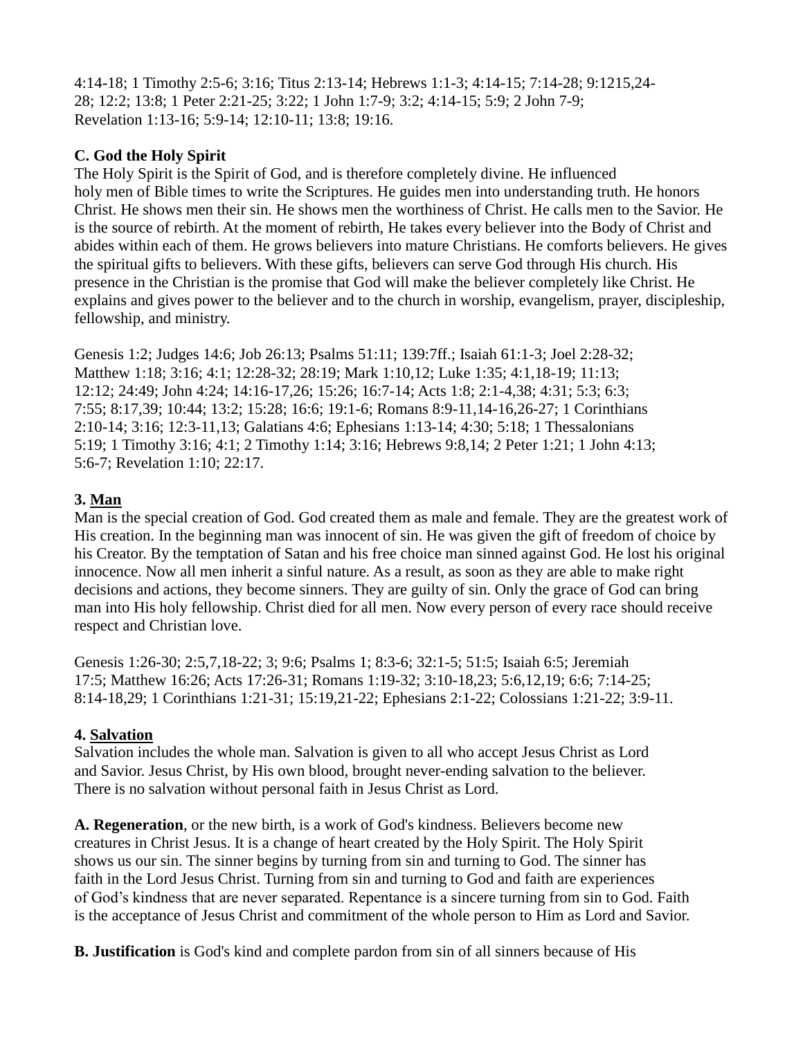4:14-18; 1 Timothy 2:5-6; 3:16; Titus 2:13-14; Hebrews 1:1-3; 4:14-15; 7:14-28; 9:1215,24-28; 12:2; 13:8; 1 Peter 2:21-25; 3:22; 1 John 1:7-9; 3:2; 4:14-15; 5:9; 2 John 7-9; Revelation 1:13-16; 5:9-14; 12:10-11; 13:8; 19:16.

**C. God the Holy Spirit**

The Holy Spirit is the Spirit of God, and is therefore completely divine. He influenced holy men of Bible times to write the Scriptures. He guides men into understanding truth. He honors Christ. He shows men their sin. He shows men the worthiness of Christ. He calls men to the Savior. He is the source of rebirth. At the moment of rebirth, He takes every believer into the Body of Christ and abides within each of them. He grows believers into mature Christians. He comforts believers. He gives the spiritual gifts to believers. With these gifts, believers can serve God through His church. His presence in the Christian is the promise that God will make the believer completely like Christ. He explains and gives power to the believer and to the church in worship, evangelism, prayer, discipleship, fellowship, and ministry.

Genesis 1:2; Judges 14:6; Job 26:13; Psalms 51:11; 139:7ff.; Isaiah 61:1-3; Joel 2:28-32; Matthew 1:18; 3:16; 4:1; 12:28-32; 28:19; Mark 1:10,12; Luke 1:35; 4:1,18-19; 11:13; 12:12; 24:49; John 4:24; 14:16-17,26; 15:26; 16:7-14; Acts 1:8; 2:1-4,38; 4:31; 5:3; 6:3; 7:55; 8:17,39; 10:44; 13:2; 15:28; 16:6; 19:1-6; Romans 8:9-11,14-16,26-27; 1 Corinthians 2:10-14; 3:16; 12:3-11,13; Galatians 4:6; Ephesians 1:13-14; 4:30; 5:18; 1 Thessalonians 5:19; 1 Timothy 3:16; 4:1; 2 Timothy 1:14; 3:16; Hebrews 9:8,14; 2 Peter 1:21; 1 John 4:13; 5:6-7; Revelation 1:10; 22:17.

**3. Man**

Man is the special creation of God. God created them as male and female. They are the greatest work of His creation. In the beginning man was innocent of sin. He was given the gift of freedom of choice by his Creator. By the temptation of Satan and his free choice man sinned against God. He lost his original innocence. Now all men inherit a sinful nature. As a result, as soon as they are able to make right decisions and actions, they become sinners. They are guilty of sin. Only the grace of God can bring man into His holy fellowship. Christ died for all men. Now every person of every race should receive respect and Christian love.

Genesis 1:26-30; 2:5,7,18-22; 3; 9:6; Psalms 1; 8:3-6; 32:1-5; 51:5; Isaiah 6:5; Jeremiah 17:5; Matthew 16:26; Acts 17:26-31; Romans 1:19-32; 3:10-18,23; 5:6,12,19; 6:6; 7:14-25; 8:14-18,29; 1 Corinthians 1:21-31; 15:19,21-22; Ephesians 2:1-22; Colossians 1:21-22; 3:9-11.

**4. Salvation**

Salvation includes the whole man. Salvation is given to all who accept Jesus Christ as Lord and Savior. Jesus Christ, by His own blood, brought never-ending salvation to the believer. There is no salvation without personal faith in Jesus Christ as Lord.

**A. Regeneration**, or the new birth, is a work of God's kindness. Believers become new creatures in Christ Jesus. It is a change of heart created by the Holy Spirit. The Holy Spirit shows us our sin. The sinner begins by turning from sin and turning to God. The sinner has faith in the Lord Jesus Christ. Turning from sin and turning to God and faith are experiences of God's kindness that are never separated. Repentance is a sincere turning from sin to God. Faith is the acceptance of Jesus Christ and commitment of the whole person to Him as Lord and Savior.

**B. Justification** is God's kind and complete pardon from sin of all sinners because of His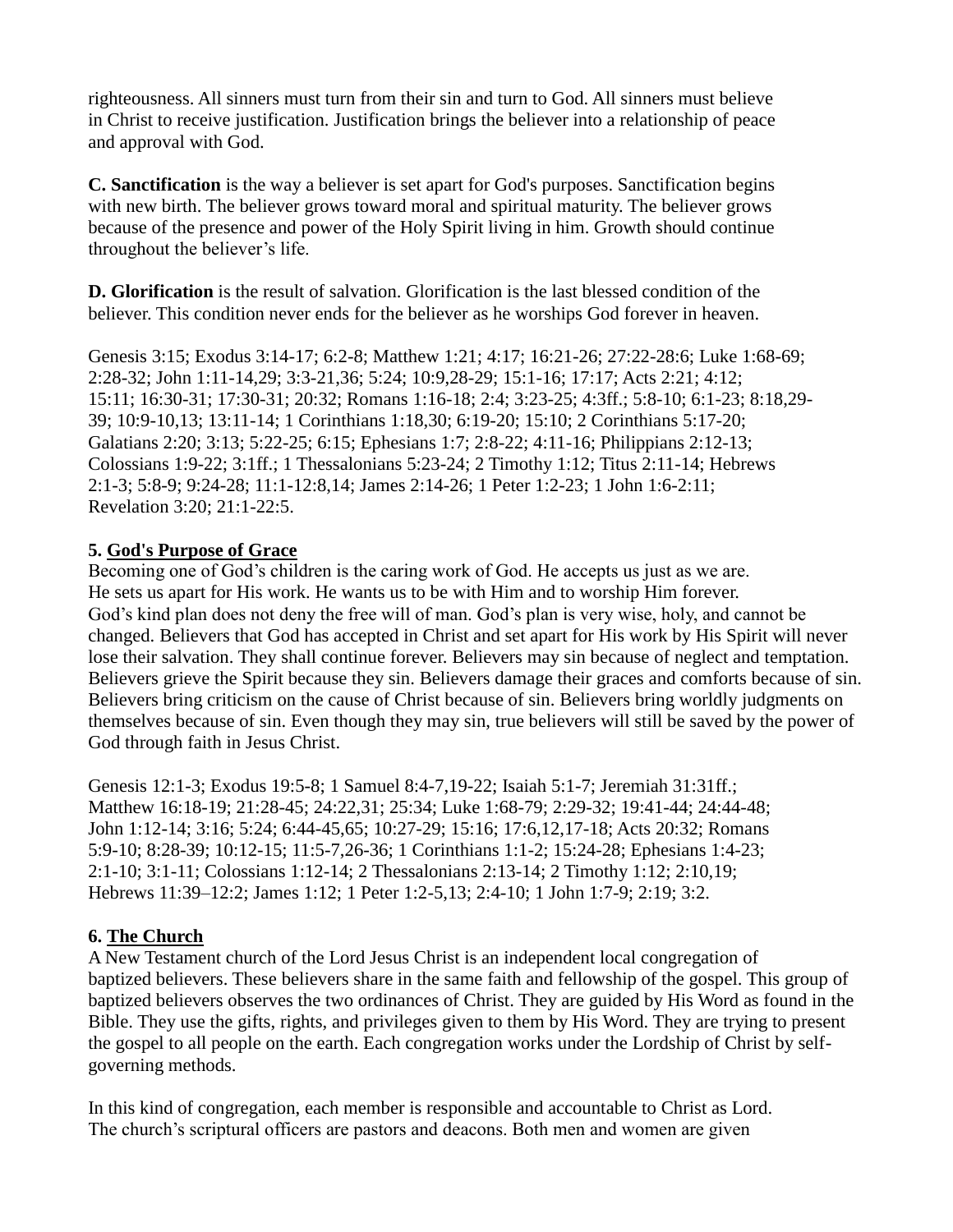righteousness. All sinners must turn from their sin and turn to God. All sinners must believe in Christ to receive justification. Justification brings the believer into a relationship of peace and approval with God.

**C. Sanctification** is the way a believer is set apart for God's purposes. Sanctification begins with new birth. The believer grows toward moral and spiritual maturity. The believer grows because of the presence and power of the Holy Spirit living in him. Growth should continue throughout the believer's life.

**D. Glorification** is the result of salvation. Glorification is the last blessed condition of the believer. This condition never ends for the believer as he worships God forever in heaven.

Genesis 3:15; Exodus 3:14-17; 6:2-8; Matthew 1:21; 4:17; 16:21-26; 27:22-28:6; Luke 1:68-69; 2:28-32; John 1:11-14,29; 3:3-21,36; 5:24; 10:9,28-29; 15:1-16; 17:17; Acts 2:21; 4:12; 15:11; 16:30-31; 17:30-31; 20:32; Romans 1:16-18; 2:4; 3:23-25; 4:3ff.; 5:8-10; 6:1-23; 8:18,29-39; 10:9-10,13; 13:11-14; 1 Corinthians 1:18,30; 6:19-20; 15:10; 2 Corinthians 5:17-20; Galatians 2:20; 3:13; 5:22-25; 6:15; Ephesians 1:7; 2:8-22; 4:11-16; Philippians 2:12-13; Colossians 1:9-22; 3:1ff.; 1 Thessalonians 5:23-24; 2 Timothy 1:12; Titus 2:11-14; Hebrews 2:1-3; 5:8-9; 9:24-28; 11:1-12:8,14; James 2:14-26; 1 Peter 1:2-23; 1 John 1:6-2:11; Revelation 3:20; 21:1-22:5.

## 5. God's Purpose of Grace

Becoming one of God's children is the caring work of God. He accepts us just as we are. He sets us apart for His work. He wants us to be with Him and to worship Him forever. God's kind plan does not deny the free will of man. God's plan is very wise, holy, and cannot be changed. Believers that God has accepted in Christ and set apart for His work by His Spirit will never lose their salvation. They shall continue forever. Believers may sin because of neglect and temptation. Believers grieve the Spirit because they sin. Believers damage their graces and comforts because of sin. Believers bring criticism on the cause of Christ because of sin. Believers bring worldly judgments on themselves because of sin. Even though they may sin, true believers will still be saved by the power of God through faith in Jesus Christ.

Genesis 12:1-3; Exodus 19:5-8; 1 Samuel 8:4-7,19-22; Isaiah 5:1-7; Jeremiah 31:31ff.; Matthew 16:18-19; 21:28-45; 24:22,31; 25:34; Luke 1:68-79; 2:29-32; 19:41-44; 24:44-48; John 1:12-14; 3:16; 5:24; 6:44-45,65; 10:27-29; 15:16; 17:6,12,17-18; Acts 20:32; Romans 5:9-10; 8:28-39; 10:12-15; 11:5-7,26-36; 1 Corinthians 1:1-2; 15:24-28; Ephesians 1:4-23; 2:1-10; 3:1-11; Colossians 1:12-14; 2 Thessalonians 2:13-14; 2 Timothy 1:12; 2:10,19; Hebrews 11:39–12:2; James 1:12; 1 Peter 1:2-5,13; 2:4-10; 1 John 1:7-9; 2:19; 3:2.

## 6. The Church

A New Testament church of the Lord Jesus Christ is an independent local congregation of baptized believers. These believers share in the same faith and fellowship of the gospel. This group of baptized believers observes the two ordinances of Christ. They are guided by His Word as found in the Bible. They use the gifts, rights, and privileges given to them by His Word. They are trying to present the gospel to all people on the earth. Each congregation works under the Lordship of Christ by self-governing methods.

In this kind of congregation, each member is responsible and accountable to Christ as Lord. The church's scriptural officers are pastors and deacons. Both men and women are given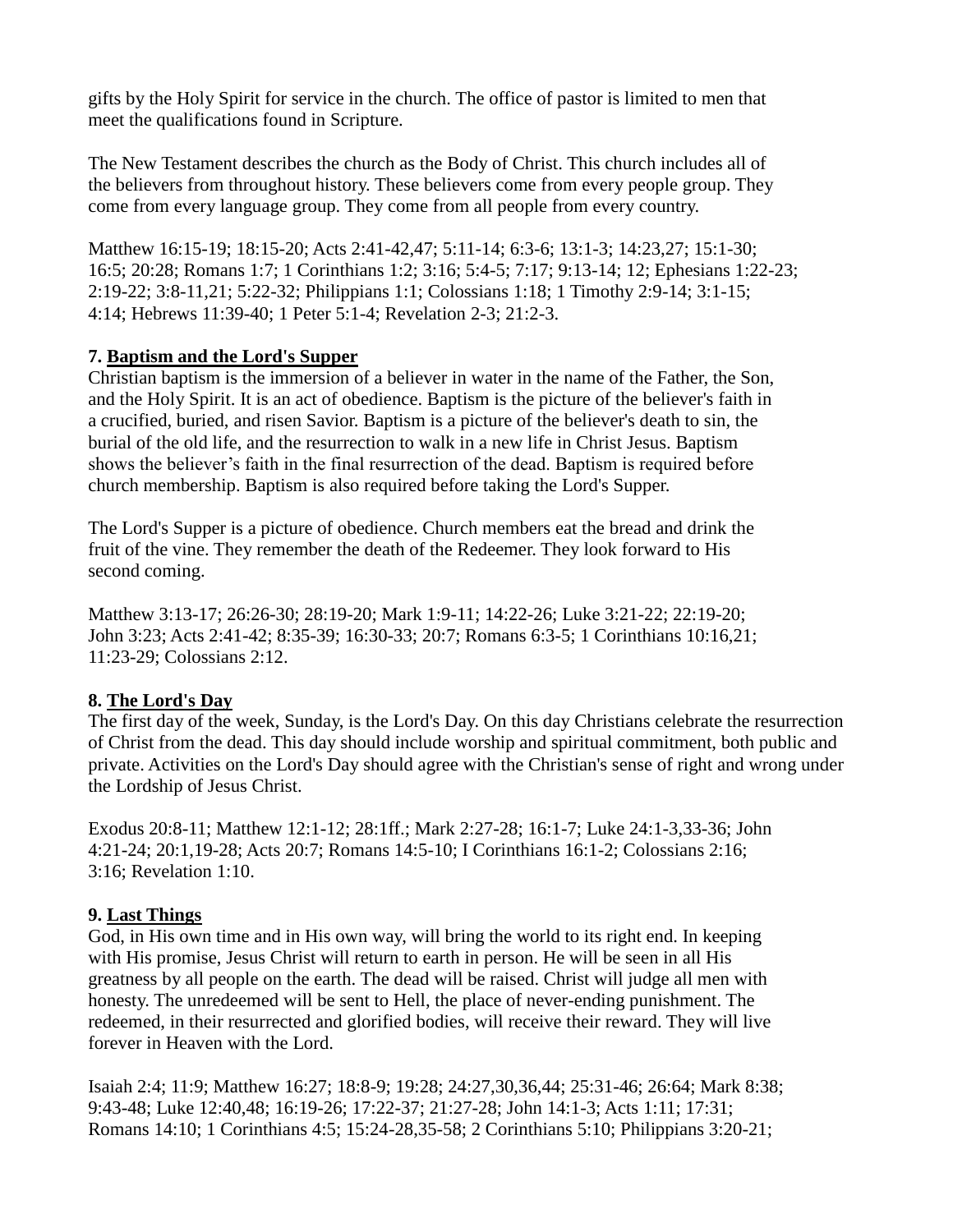gifts by the Holy Spirit for service in the church. The office of pastor is limited to men that meet the qualifications found in Scripture.

The New Testament describes the church as the Body of Christ. This church includes all of the believers from throughout history. These believers come from every people group. They come from every language group. They come from all people from every country.

Matthew 16:15-19; 18:15-20; Acts 2:41-42,47; 5:11-14; 6:3-6; 13:1-3; 14:23,27; 15:1-30; 16:5; 20:28; Romans 1:7; 1 Corinthians 1:2; 3:16; 5:4-5; 7:17; 9:13-14; 12; Ephesians 1:22-23; 2:19-22; 3:8-11,21; 5:22-32; Philippians 1:1; Colossians 1:18; 1 Timothy 2:9-14; 3:1-15; 4:14; Hebrews 11:39-40; 1 Peter 5:1-4; Revelation 2-3; 21:2-3.

### 7. Baptism and the Lord's Supper

Christian baptism is the immersion of a believer in water in the name of the Father, the Son, and the Holy Spirit. It is an act of obedience. Baptism is the picture of the believer's faith in a crucified, buried, and risen Savior. Baptism is a picture of the believer's death to sin, the burial of the old life, and the resurrection to walk in a new life in Christ Jesus. Baptism shows the believer's faith in the final resurrection of the dead. Baptism is required before church membership. Baptism is also required before taking the Lord's Supper.

The Lord's Supper is a picture of obedience. Church members eat the bread and drink the fruit of the vine. They remember the death of the Redeemer. They look forward to His second coming.

Matthew 3:13-17; 26:26-30; 28:19-20; Mark 1:9-11; 14:22-26; Luke 3:21-22; 22:19-20; John 3:23; Acts 2:41-42; 8:35-39; 16:30-33; 20:7; Romans 6:3-5; 1 Corinthians 10:16,21; 11:23-29; Colossians 2:12.

### 8. The Lord's Day

The first day of the week, Sunday, is the Lord's Day. On this day Christians celebrate the resurrection of Christ from the dead. This day should include worship and spiritual commitment, both public and private. Activities on the Lord's Day should agree with the Christian's sense of right and wrong under the Lordship of Jesus Christ.

Exodus 20:8-11; Matthew 12:1-12; 28:1ff.; Mark 2:27-28; 16:1-7; Luke 24:1-3,33-36; John 4:21-24; 20:1,19-28; Acts 20:7; Romans 14:5-10; I Corinthians 16:1-2; Colossians 2:16; 3:16; Revelation 1:10.

### 9. Last Things

God, in His own time and in His own way, will bring the world to its right end. In keeping with His promise, Jesus Christ will return to earth in person. He will be seen in all His greatness by all people on the earth. The dead will be raised. Christ will judge all men with honesty. The unredeemed will be sent to Hell, the place of never-ending punishment. The redeemed, in their resurrected and glorified bodies, will receive their reward. They will live forever in Heaven with the Lord.

Isaiah 2:4; 11:9; Matthew 16:27; 18:8-9; 19:28; 24:27,30,36,44; 25:31-46; 26:64; Mark 8:38; 9:43-48; Luke 12:40,48; 16:19-26; 17:22-37; 21:27-28; John 14:1-3; Acts 1:11; 17:31; Romans 14:10; 1 Corinthians 4:5; 15:24-28,35-58; 2 Corinthians 5:10; Philippians 3:20-21;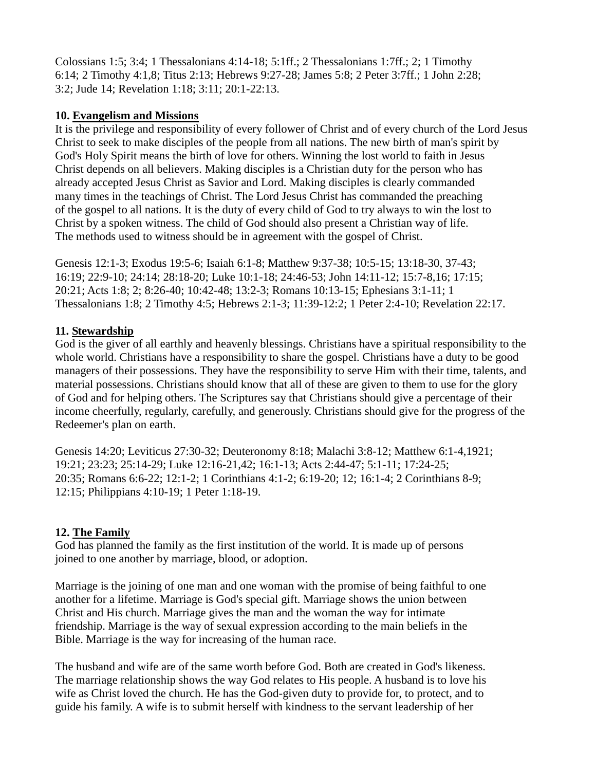Colossians 1:5; 3:4; 1 Thessalonians 4:14-18; 5:1ff.; 2 Thessalonians 1:7ff.; 2; 1 Timothy 6:14; 2 Timothy 4:1,8; Titus 2:13; Hebrews 9:27-28; James 5:8; 2 Peter 3:7ff.; 1 John 2:28; 3:2; Jude 14; Revelation 1:18; 3:11; 20:1-22:13.

**10. Evangelism and Missions**

It is the privilege and responsibility of every follower of Christ and of every church of the Lord Jesus Christ to seek to make disciples of the people from all nations. The new birth of man's spirit by God's Holy Spirit means the birth of love for others. Winning the lost world to faith in Jesus Christ depends on all believers. Making disciples is a Christian duty for the person who has already accepted Jesus Christ as Savior and Lord. Making disciples is clearly commanded many times in the teachings of Christ. The Lord Jesus Christ has commanded the preaching of the gospel to all nations. It is the duty of every child of God to try always to win the lost to Christ by a spoken witness. The child of God should also present a Christian way of life. The methods used to witness should be in agreement with the gospel of Christ.

Genesis 12:1-3; Exodus 19:5-6; Isaiah 6:1-8; Matthew 9:37-38; 10:5-15; 13:18-30, 37-43; 16:19; 22:9-10; 24:14; 28:18-20; Luke 10:1-18; 24:46-53; John 14:11-12; 15:7-8,16; 17:15; 20:21; Acts 1:8; 2; 8:26-40; 10:42-48; 13:2-3; Romans 10:13-15; Ephesians 3:1-11; 1 Thessalonians 1:8; 2 Timothy 4:5; Hebrews 2:1-3; 11:39-12:2; 1 Peter 2:4-10; Revelation 22:17.

**11. Stewardship**

God is the giver of all earthly and heavenly blessings. Christians have a spiritual responsibility to the whole world. Christians have a responsibility to share the gospel. Christians have a duty to be good managers of their possessions. They have the responsibility to serve Him with their time, talents, and material possessions. Christians should know that all of these are given to them to use for the glory of God and for helping others. The Scriptures say that Christians should give a percentage of their income cheerfully, regularly, carefully, and generously. Christians should give for the progress of the Redeemer's plan on earth.

Genesis 14:20; Leviticus 27:30-32; Deuteronomy 8:18; Malachi 3:8-12; Matthew 6:1-4,1921; 19:21; 23:23; 25:14-29; Luke 12:16-21,42; 16:1-13; Acts 2:44-47; 5:1-11; 17:24-25; 20:35; Romans 6:6-22; 12:1-2; 1 Corinthians 4:1-2; 6:19-20; 12; 16:1-4; 2 Corinthians 8-9; 12:15; Philippians 4:10-19; 1 Peter 1:18-19.

**12. The Family**

God has planned the family as the first institution of the world. It is made up of persons joined to one another by marriage, blood, or adoption.

Marriage is the joining of one man and one woman with the promise of being faithful to one another for a lifetime. Marriage is God's special gift. Marriage shows the union between Christ and His church. Marriage gives the man and the woman the way for intimate friendship. Marriage is the way of sexual expression according to the main beliefs in the Bible. Marriage is the way for increasing of the human race.

The husband and wife are of the same worth before God. Both are created in God's likeness. The marriage relationship shows the way God relates to His people. A husband is to love his wife as Christ loved the church. He has the God-given duty to provide for, to protect, and to guide his family. A wife is to submit herself with kindness to the servant leadership of her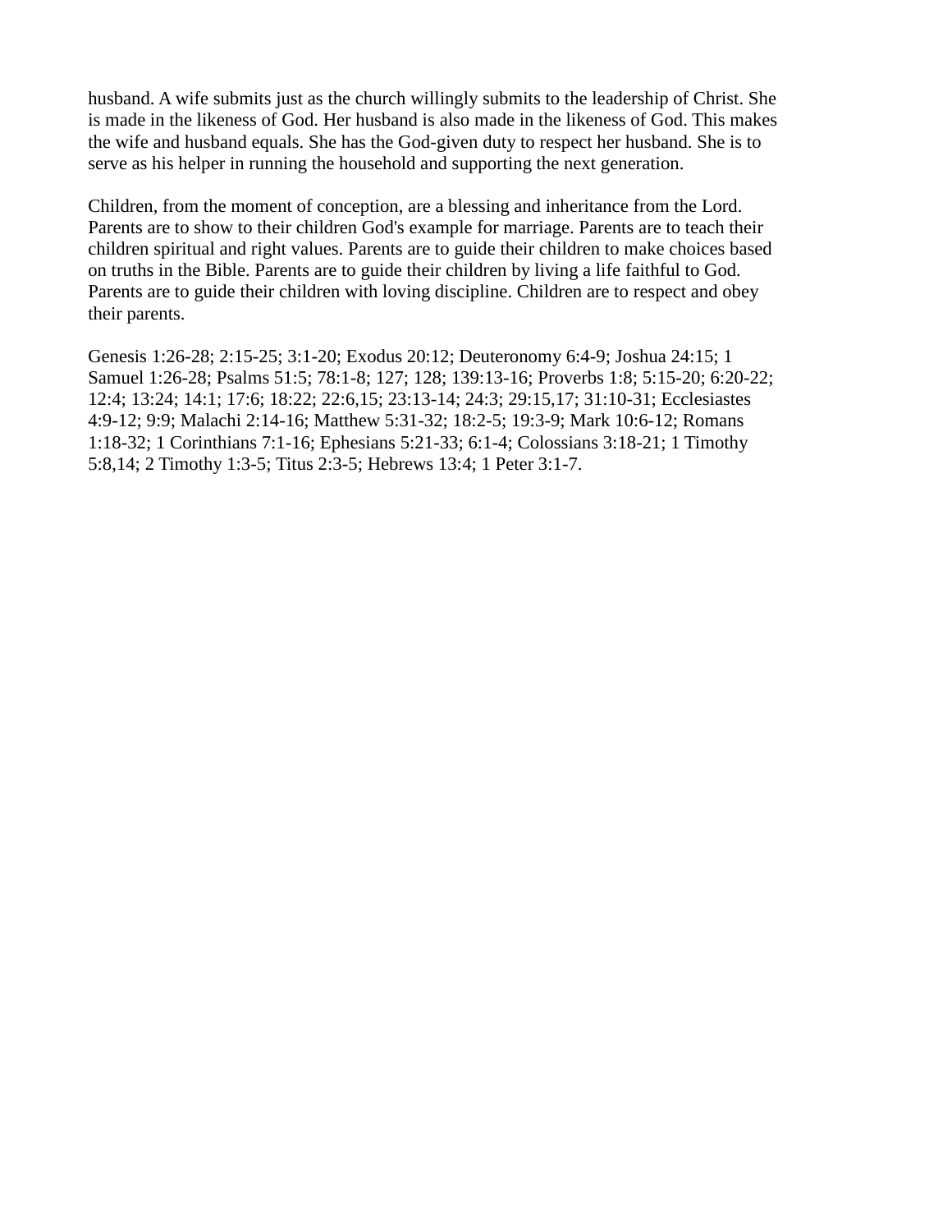husband. A wife submits just as the church willingly submits to the leadership of Christ. She is made in the likeness of God. Her husband is also made in the likeness of God. This makes the wife and husband equals. She has the God-given duty to respect her husband. She is to serve as his helper in running the household and supporting the next generation.

Children, from the moment of conception, are a blessing and inheritance from the Lord. Parents are to show to their children God's example for marriage. Parents are to teach their children spiritual and right values. Parents are to guide their children to make choices based on truths in the Bible. Parents are to guide their children by living a life faithful to God. Parents are to guide their children with loving discipline. Children are to respect and obey their parents.

Genesis 1:26-28; 2:15-25; 3:1-20; Exodus 20:12; Deuteronomy 6:4-9; Joshua 24:15; 1 Samuel 1:26-28; Psalms 51:5; 78:1-8; 127; 128; 139:13-16; Proverbs 1:8; 5:15-20; 6:20-22; 12:4; 13:24; 14:1; 17:6; 18:22; 22:6,15; 23:13-14; 24:3; 29:15,17; 31:10-31; Ecclesiastes 4:9-12; 9:9; Malachi 2:14-16; Matthew 5:31-32; 18:2-5; 19:3-9; Mark 10:6-12; Romans 1:18-32; 1 Corinthians 7:1-16; Ephesians 5:21-33; 6:1-4; Colossians 3:18-21; 1 Timothy 5:8,14; 2 Timothy 1:3-5; Titus 2:3-5; Hebrews 13:4; 1 Peter 3:1-7.